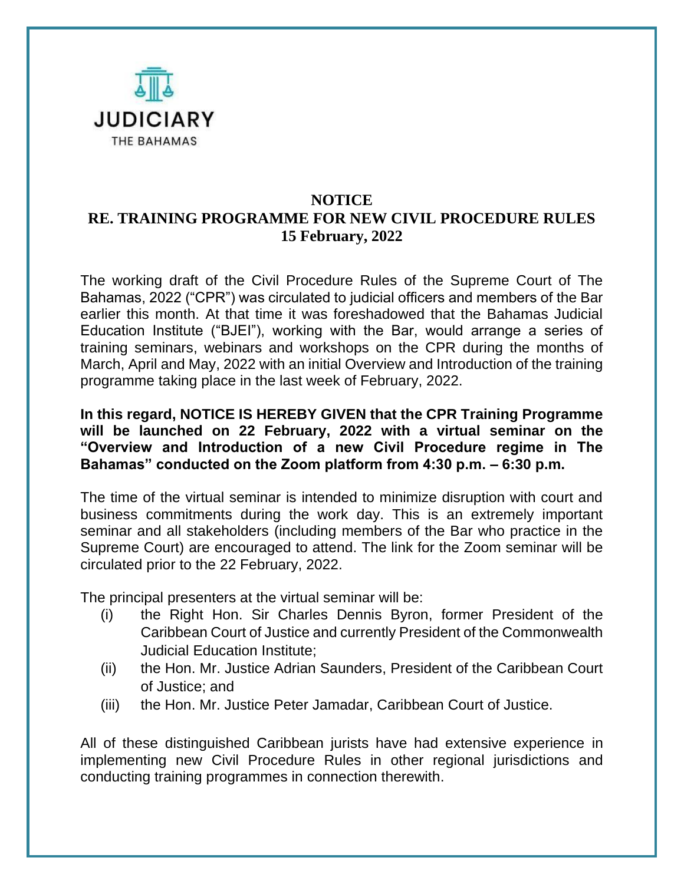JUDICIARY

THE BAHAMAS

# NOTICE
## RE. TRAINING PROGRAMME FOR NEW CIVIL PROCEDURE RULES
### 15 February, 2022

The working draft of the Civil Procedure Rules of the Supreme Court of The Bahamas, 2022 ("CPR") was circulated to judicial officers and members of the Bar earlier this month. At that time it was foreshadowed that the Bahamas Judicial Education Institute ("BJEI"), working with the Bar, would arrange a series of training seminars, webinars and workshops on the CPR during the months of March, April and May, 2022 with an initial Overview and Introduction of the training programme taking place in the last week of February, 2022.

**In this regard, NOTICE IS HEREBY GIVEN that the CPR Training Programme will be launched on 22 February, 2022 with a virtual seminar on the "Overview and Introduction of a new Civil Procedure regime in The Bahamas" conducted on the Zoom platform from 4:30 p.m. – 6:30 p.m.**

The time of the virtual seminar is intended to minimize disruption with court and business commitments during the work day. This is an extremely important seminar and all stakeholders (including members of the Bar who practice in the Supreme Court) are encouraged to attend. The link for the Zoom seminar will be circulated prior to the 22 February, 2022.

The principal presenters at the virtual seminar will be:

(i) the Right Hon. Sir Charles Dennis Byron, former President of the Caribbean Court of Justice and currently President of the Commonwealth Judicial Education Institute;

(ii) the Hon. Mr. Justice Adrian Saunders, President of the Caribbean Court of Justice; and

(iii) the Hon. Mr. Justice Peter Jamadar, Caribbean Court of Justice.

All of these distinguished Caribbean jurists have had extensive experience in implementing new Civil Procedure Rules in other regional jurisdictions and conducting training programmes in connection therewith.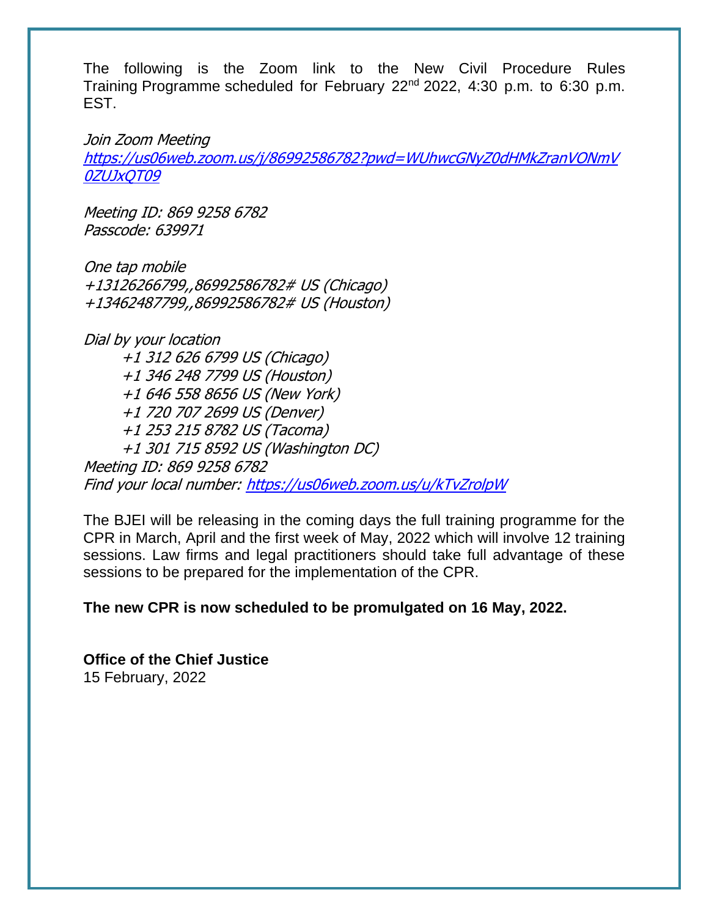The following is the Zoom link to the New Civil Procedure Rules Training Programme scheduled for February 22nd 2022, 4:30 p.m. to 6:30 p.m. EST.

*Join Zoom Meeting*
*https://us06web.zoom.us/j/86992586782?pwd=WUhwcGNyZ0dHMkZranVONmV0ZUJxQT09*

*Meeting ID: 869 9258 6782*
*Passcode: 639971*

*One tap mobile*
*+13126266799,,86992586782# US (Chicago)*
*+13462487799,,86992586782# US (Houston)*

*Dial by your location*
*+1 312 626 6799 US (Chicago)*
*+1 346 248 7799 US (Houston)*
*+1 646 558 8656 US (New York)*
*+1 720 707 2699 US (Denver)*
*+1 253 215 8782 US (Tacoma)*
*+1 301 715 8592 US (Washington DC)*
*Meeting ID: 869 9258 6782*
*Find your local number: https://us06web.zoom.us/u/kTvZrolpW*

The BJEI will be releasing in the coming days the full training programme for the CPR in March, April and the first week of May, 2022 which will involve 12 training sessions. Law firms and legal practitioners should take full advantage of these sessions to be prepared for the implementation of the CPR.

**The new CPR is now scheduled to be promulgated on 16 May, 2022.**

**Office of the Chief Justice**
15 February, 2022